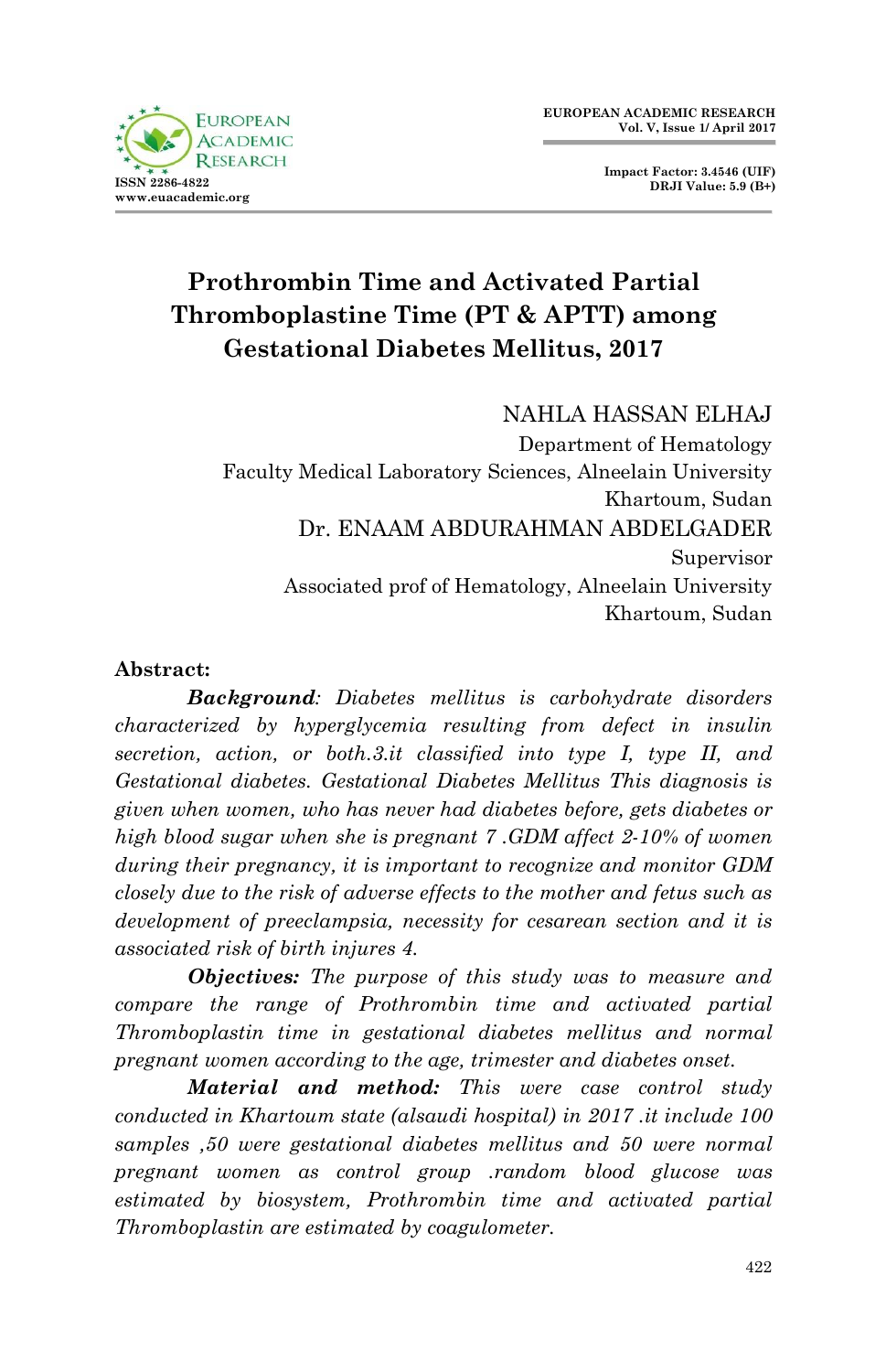# Prothrombin Time and Activated Partial Thromboplastine Time (PT & APTT) among Gestational Diabetes Mellitus, 2017

NAHLA HASSAN ELHAJ
Department of Hematology
Faculty Medical Laboratory Sciences, Alneelain University
Khartoum, Sudan

Dr. ENAAM ABDURAHMAN ABDELGADER
Supervisor
Associated prof of Hematology, Alneelain University
Khartoum, Sudan

## Abstract:

***Background**: Diabetes mellitus is carbohydrate disorders characterized by hyperglycemia resulting from defect in insulin secretion, action, or both.3.it classified into type I, type II, and Gestational diabetes. Gestational Diabetes Mellitus This diagnosis is given when women, who has never had diabetes before, gets diabetes or high blood sugar when she is pregnant 7 .GDM affect 2-10% of women during their pregnancy, it is important to recognize and monitor GDM closely due to the risk of adverse effects to the mother and fetus such as development of preeclampsia, necessity for cesarean section and it is associated risk of birth injures 4.*

***Objectives:** The purpose of this study was to measure and compare the range of Prothrombin time and activated partial Thromboplastin time in gestational diabetes mellitus and normal pregnant women according to the age, trimester and diabetes onset.*

***Material and method:** This were case control study conducted in Khartoum state (alsaudi hospital) in 2017 .it include 100 samples ,50 were gestational diabetes mellitus and 50 were normal pregnant women as control group .random blood glucose was estimated by biosystem, Prothrombin time and activated partial Thromboplastin are estimated by coagulometer.*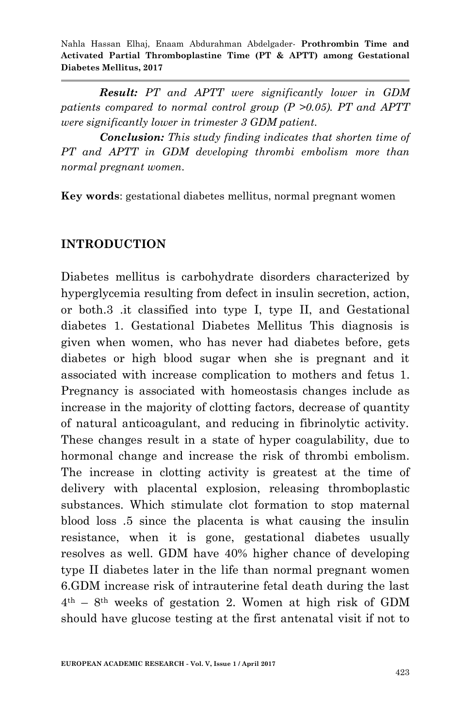***Result:*** *PT and APTT were significantly lower in GDM patients compared to normal control group (P >0.05). PT and APTT were significantly lower in trimester 3 GDM patient.*

***Conclusion:*** *This study finding indicates that shorten time of PT and APTT in GDM developing thrombi embolism more than normal pregnant women.*

**Key words**: gestational diabetes mellitus, normal pregnant women

## INTRODUCTION

Diabetes mellitus is carbohydrate disorders characterized by hyperglycemia resulting from defect in insulin secretion, action, or both.3 .it classified into type I, type II, and Gestational diabetes 1. Gestational Diabetes Mellitus This diagnosis is given when women, who has never had diabetes before, gets diabetes or high blood sugar when she is pregnant and it associated with increase complication to mothers and fetus 1. Pregnancy is associated with homeostasis changes include as increase in the majority of clotting factors, decrease of quantity of natural anticoagulant, and reducing in fibrinolytic activity. These changes result in a state of hyper coagulability, due to hormonal change and increase the risk of thrombi embolism. The increase in clotting activity is greatest at the time of delivery with placental explosion, releasing thromboplastic substances. Which stimulate clot formation to stop maternal blood loss .5 since the placenta is what causing the insulin resistance, when it is gone, gestational diabetes usually resolves as well. GDM have 40% higher chance of developing type II diabetes later in the life than normal pregnant women 6.GDM increase risk of intrauterine fetal death during the last 4th – 8th weeks of gestation 2. Women at high risk of GDM should have glucose testing at the first antenatal visit if not to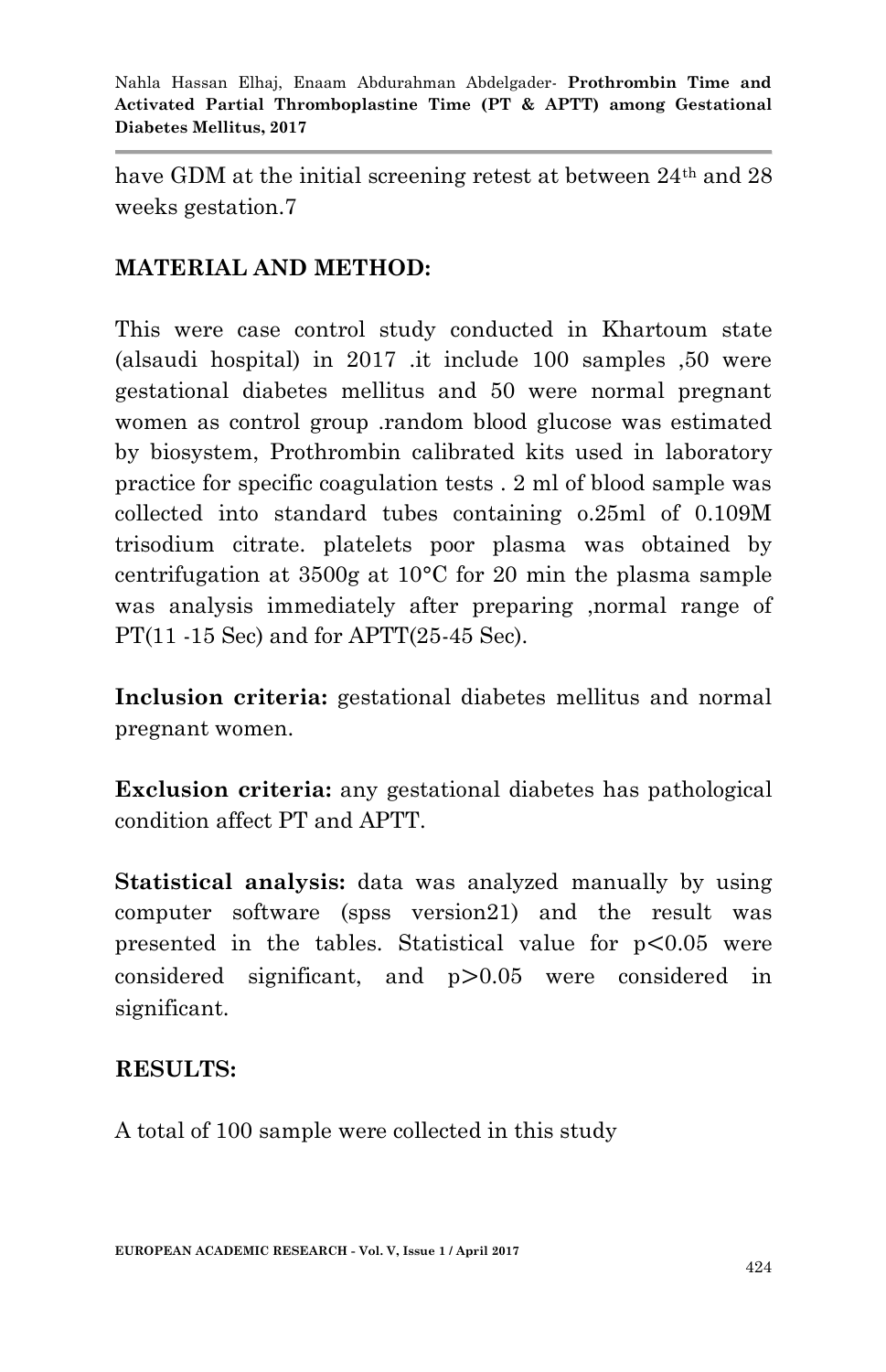have GDM at the initial screening retest at between 24th and 28 weeks gestation.7

## MATERIAL AND METHOD:

This were case control study conducted in Khartoum state (alsaudi hospital) in 2017 .it include 100 samples ,50 were gestational diabetes mellitus and 50 were normal pregnant women as control group .random blood glucose was estimated by biosystem, Prothrombin calibrated kits used in laboratory practice for specific coagulation tests . 2 ml of blood sample was collected into standard tubes containing o.25ml of 0.109M trisodium citrate. platelets poor plasma was obtained by centrifugation at 3500g at 10°C for 20 min the plasma sample was analysis immediately after preparing ,normal range of PT(11 -15 Sec) and for APTT(25-45 Sec).

**Inclusion criteria:** gestational diabetes mellitus and normal pregnant women.

**Exclusion criteria:** any gestational diabetes has pathological condition affect PT and APTT.

**Statistical analysis:** data was analyzed manually by using computer software (spss version21) and the result was presented in the tables. Statistical value for $p<0.05$ were considered significant, and $p>0.05$ were considered in significant.

## RESULTS:

A total of 100 sample were collected in this study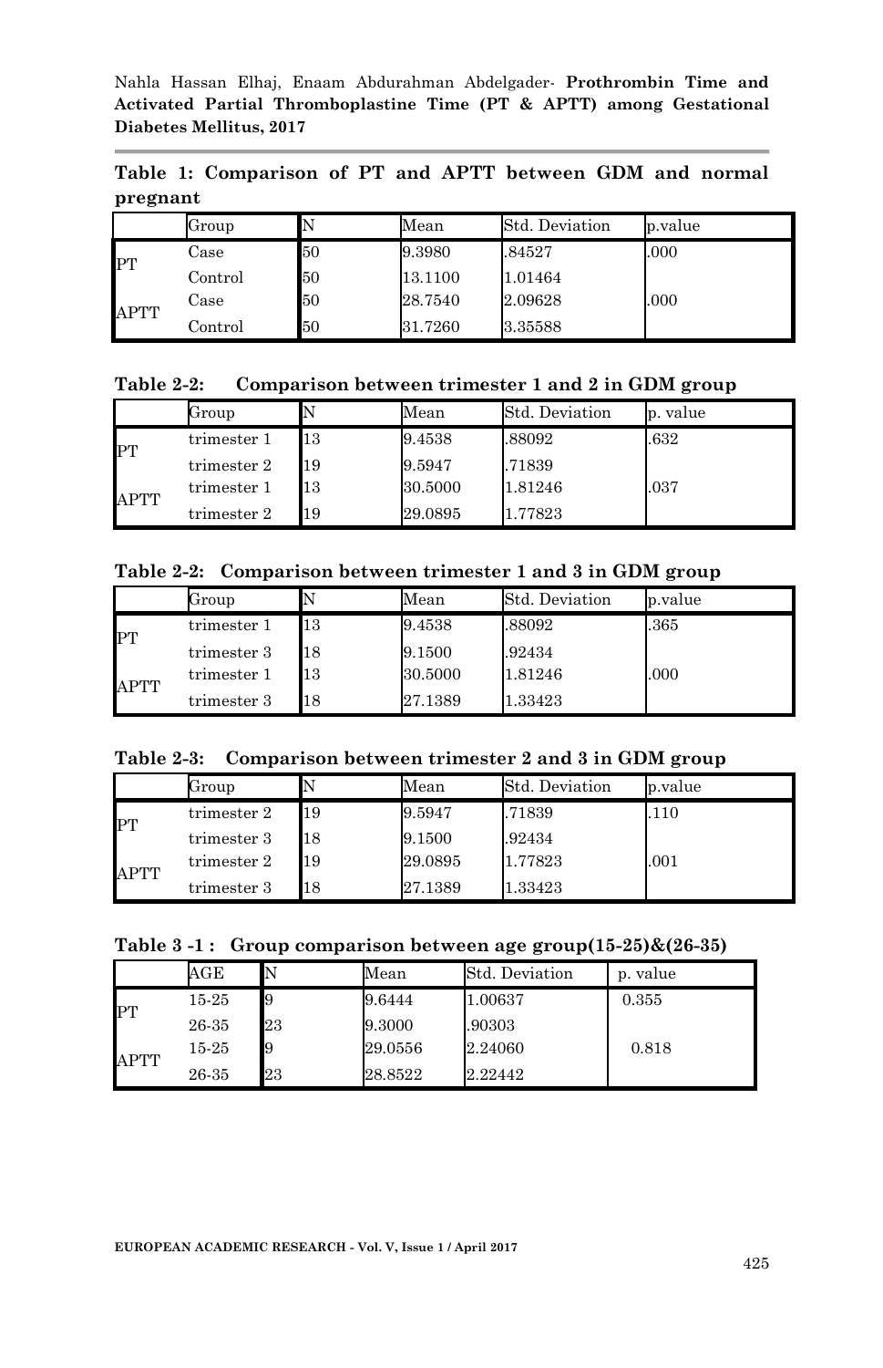**Table 1: Comparison of PT and APTT between GDM and normal pregnant**

| | Group | N | Mean | Std. Deviation | p.value |
|---|---|---|---|---|---|
| PT | Case | 50 | 9.3980 | .84527 | .000 |
| | Control | 50 | 13.1100 | 1.01464 | |
| APTT | Case | 50 | 28.7540 | 2.09628 | .000 |
| | Control | 50 | 31.7260 | 3.35588 | |

**Table 2-2: Comparison between trimester 1 and 2 in GDM group**

| | Group | N | Mean | Std. Deviation | p. value |
|---|---|---|---|---|---|
| PT | trimester 1 | 13 | 9.4538 | .88092 | .632 |
| | trimester 2 | 19 | 9.5947 | .71839 | |
| APTT | trimester 1 | 13 | 30.5000 | 1.81246 | .037 |
| | trimester 2 | 19 | 29.0895 | 1.77823 | |

**Table 2-2: Comparison between trimester 1 and 3 in GDM group**

| | Group | N | Mean | Std. Deviation | p.value |
|---|---|---|---|---|---|
| PT | trimester 1 | 13 | 9.4538 | .88092 | .365 |
| | trimester 3 | 18 | 9.1500 | .92434 | |
| APTT | trimester 1 | 13 | 30.5000 | 1.81246 | .000 |
| | trimester 3 | 18 | 27.1389 | 1.33423 | |

**Table 2-3: Comparison between trimester 2 and 3 in GDM group**

| | Group | N | Mean | Std. Deviation | p.value |
|---|---|---|---|---|---|
| PT | trimester 2 | 19 | 9.5947 | .71839 | .110 |
| | trimester 3 | 18 | 9.1500 | .92434 | |
| APTT | trimester 2 | 19 | 29.0895 | 1.77823 | .001 |
| | trimester 3 | 18 | 27.1389 | 1.33423 | |

**Table 3 -1 : Group comparison between age group(15-25)&(26-35)**

| | AGE | N | Mean | Std. Deviation | p. value |
|---|---|---|---|---|---|
| PT | 15-25 | 9 | 9.6444 | 1.00637 | 0.355 |
| | 26-35 | 23 | 9.3000 | .90303 | |
| APTT | 15-25 | 9 | 29.0556 | 2.24060 | 0.818 |
| | 26-35 | 23 | 28.8522 | 2.22442 | |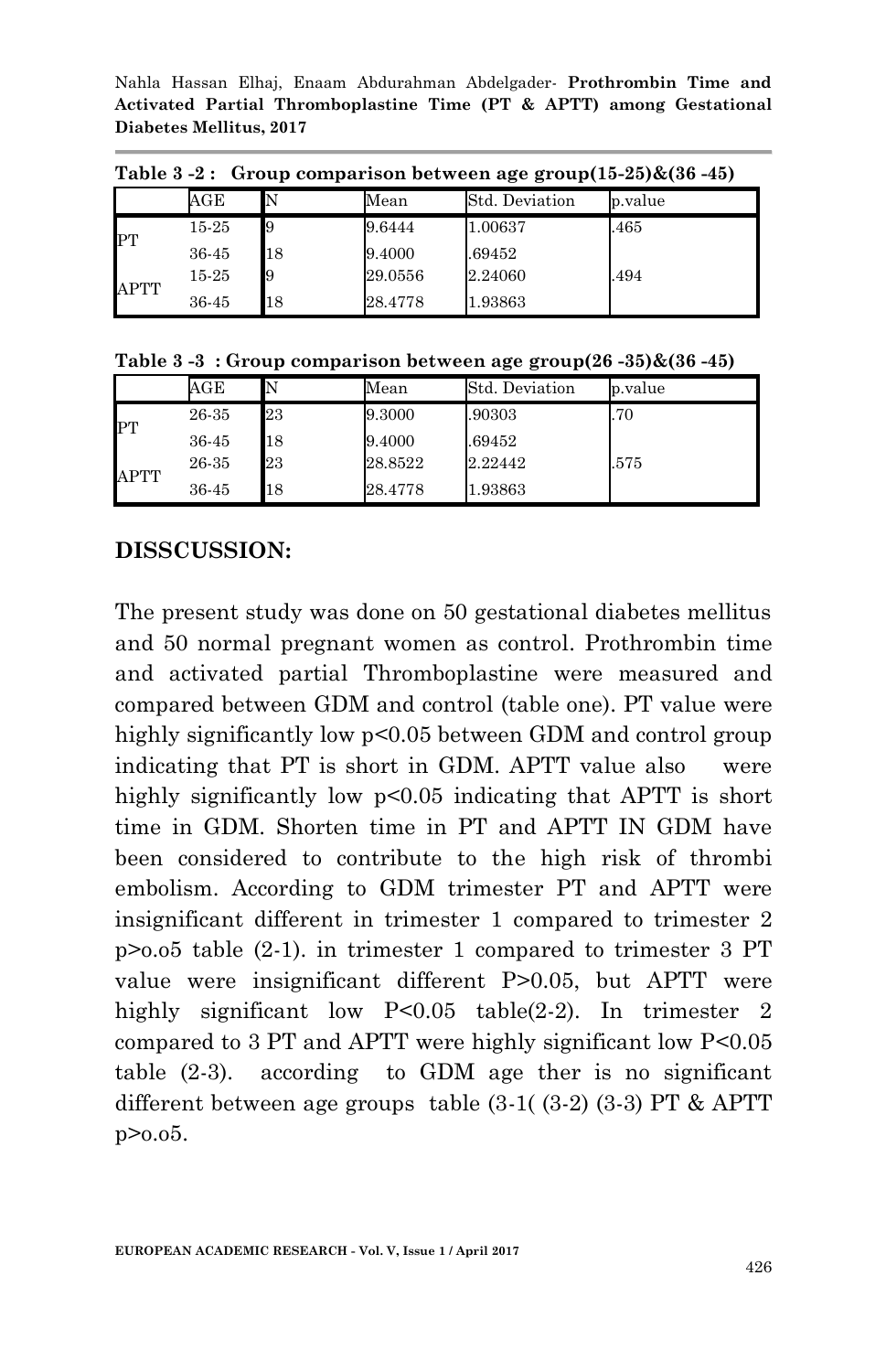**Table 3 -2 : Group comparison between age group(15-25)&(36 -45)**

| | AGE | N | Mean | Std. Deviation | p.value |
|---|---|---|---|---|---|
| PT | 15-25 | 9 | 9.6444 | 1.00637 | .465 |
| | 36-45 | 18 | 9.4000 | .69452 | |
| APTT | 15-25 | 9 | 29.0556 | 2.24060 | .494 |
| | 36-45 | 18 | 28.4778 | 1.93863 | |

**Table 3 -3 : Group comparison between age group(26 -35)&(36 -45)**

| | AGE | N | Mean | Std. Deviation | p.value |
|---|---|---|---|---|---|
| PT | 26-35 | 23 | 9.3000 | .90303 | .70 |
| | 36-45 | 18 | 9.4000 | .69452 | |
| APTT | 26-35 | 23 | 28.8522 | 2.22442 | .575 |
| | 36-45 | 18 | 28.4778 | 1.93863 | |

## DISSCUSSION:

The present study was done on 50 gestational diabetes mellitus and 50 normal pregnant women as control. Prothrombin time and activated partial Thromboplastine were measured and compared between GDM and control (table one). PT value were highly significantly low p<0.05 between GDM and control group indicating that PT is short in GDM. APTT value also were highly significantly low p<0.05 indicating that APTT is short time in GDM. Shorten time in PT and APTT IN GDM have been considered to contribute to the high risk of thrombi embolism. According to GDM trimester PT and APTT were insignificant different in trimester 1 compared to trimester 2 p>o.o5 table (2-1). in trimester 1 compared to trimester 3 PT value were insignificant different P>0.05, but APTT were highly significant low P<0.05 table(2-2). In trimester 2 compared to 3 PT and APTT were highly significant low P<0.05 table (2-3). according to GDM age ther is no significant different between age groups table (3-1( (3-2) (3-3) PT & APTT p>o.o5.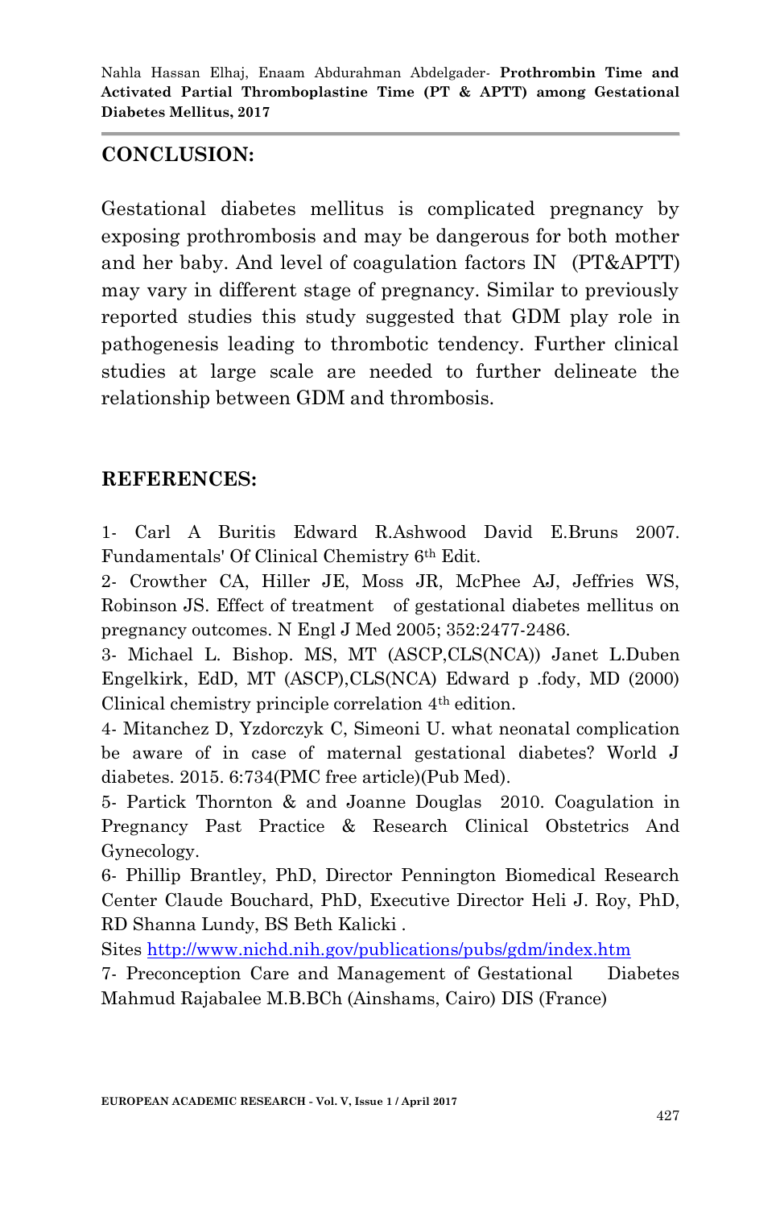## CONCLUSION:

Gestational diabetes mellitus is complicated pregnancy by exposing prothrombosis and may be dangerous for both mother and her baby. And level of coagulation factors IN (PT&APTT) may vary in different stage of pregnancy. Similar to previously reported studies this study suggested that GDM play role in pathogenesis leading to thrombotic tendency. Further clinical studies at large scale are needed to further delineate the relationship between GDM and thrombosis.

## REFERENCES:

1- Carl A Buritis Edward R.Ashwood David E.Bruns 2007. Fundamentals' Of Clinical Chemistry 6th Edit.

2- Crowther CA, Hiller JE, Moss JR, McPhee AJ, Jeffries WS, Robinson JS. Effect of treatment of gestational diabetes mellitus on pregnancy outcomes. N Engl J Med 2005; 352:2477-2486.

3- Michael L. Bishop. MS, MT (ASCP,CLS(NCA)) Janet L.Duben Engelkirk, EdD, MT (ASCP),CLS(NCA) Edward p .fody, MD (2000) Clinical chemistry principle correlation 4th edition.

4- Mitanchez D, Yzdorczyk C, Simeoni U. what neonatal complication be aware of in case of maternal gestational diabetes? World J diabetes. 2015. 6:734(PMC free article)(Pub Med).

5- Partick Thornton & and Joanne Douglas 2010. Coagulation in Pregnancy Past Practice & Research Clinical Obstetrics And Gynecology.

6- Phillip Brantley, PhD, Director Pennington Biomedical Research Center Claude Bouchard, PhD, Executive Director Heli J. Roy, PhD, RD Shanna Lundy, BS Beth Kalicki .

Sites http://www.nichd.nih.gov/publications/pubs/gdm/index.htm

7- Preconception Care and Management of Gestational Diabetes Mahmud Rajabalee M.B.BCh (Ainshams, Cairo) DIS (France)